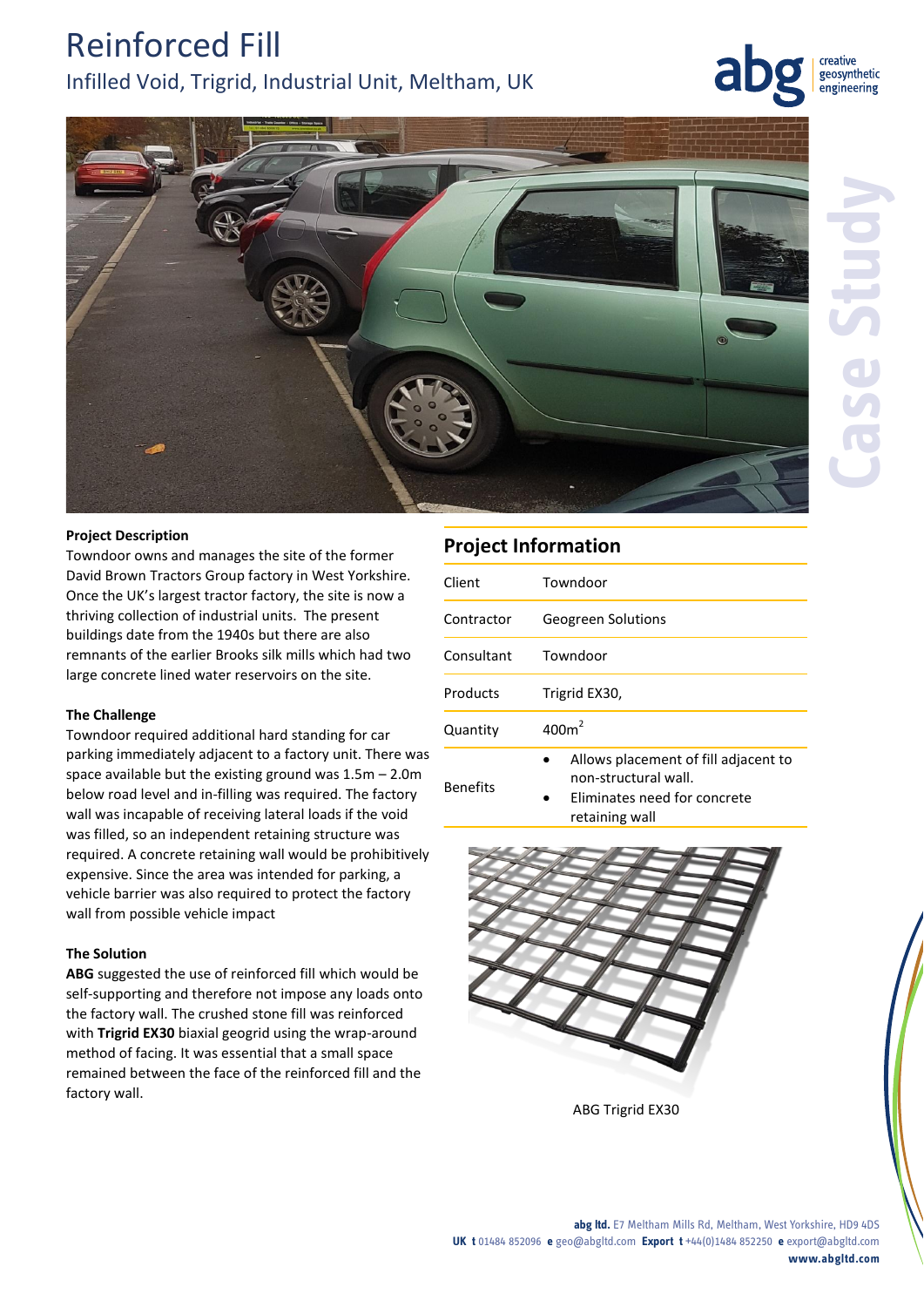# Reinforced Fill

## Infilled Void, Trigrid, Industrial Unit, Meltham, UK

abg creative geosynthetic engineering

Case Study

**Project Description**

Towndoor owns and manages the site of the former David Brown Tractors Group factory in West Yorkshire. Once the UK's largest tractor factory, the site is now a thriving collection of industrial units. The present buildings date from the 1940s but there are also remnants of the earlier Brooks silk mills which had two large concrete lined water reservoirs on the site.

**The Challenge**

Towndoor required additional hard standing for car parking immediately adjacent to a factory unit. There was space available but the existing ground was 1.5m – 2.0m below road level and in-filling was required. The factory wall was incapable of receiving lateral loads if the void was filled, so an independent retaining structure was required. A concrete retaining wall would be prohibitively expensive. Since the area was intended for parking, a vehicle barrier was also required to protect the factory wall from possible vehicle impact

**The Solution**

**ABG** suggested the use of reinforced fill which would be self-supporting and therefore not impose any loads onto the factory wall. The crushed stone fill was reinforced with **Trigrid EX30** biaxial geogrid using the wrap-around method of facing. It was essential that a small space remained between the face of the reinforced fill and the factory wall.

## Project Information

| | |
|---|---|
| Client | Towndoor |
| Contractor | Geogreen Solutions |
| Consultant | Towndoor |
| Products | Trigrid EX30, |
| Quantity | 400m$^2$ |
| Benefits | • Allows placement of fill adjacent to non-structural wall.<br>• Eliminates need for concrete retaining wall |

ABG Trigrid EX30

**abg ltd.** E7 Meltham Mills Rd, Meltham, West Yorkshire, HD9 4DS
**UK t** 01484 852096 **e** geo@abgltd.com **Export t** +44(0)1484 852250 **e** export@abgltd.com
**www.abgltd.com**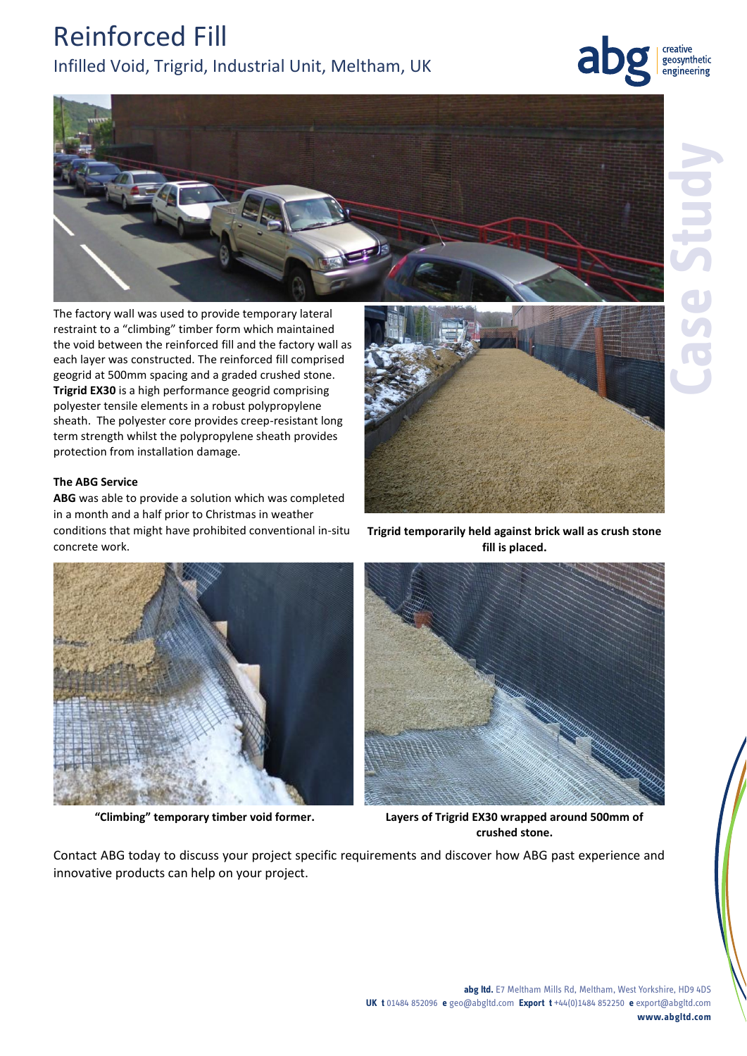# Reinforced Fill

## Infilled Void, Trigrid, Industrial Unit, Meltham, UK

The factory wall was used to provide temporary lateral restraint to a “climbing” timber form which maintained the void between the reinforced fill and the factory wall as each layer was constructed. The reinforced fill comprised geogrid at 500mm spacing and a graded crushed stone. **Trigrid EX30** is a high performance geogrid comprising polyester tensile elements in a robust polypropylene sheath. The polyester core provides creep-resistant long term strength whilst the polypropylene sheath provides protection from installation damage.

**Trigrid temporarily held against brick wall as crush stone fill is placed.**

### The ABG Service

**ABG** was able to provide a solution which was completed in a month and a half prior to Christmas in weather conditions that might have prohibited conventional in-situ concrete work.

**“Climbing” temporary timber void former.**

**Layers of Trigrid EX30 wrapped around 500mm of crushed stone.**

Contact ABG today to discuss your project specific requirements and discover how ABG past experience and innovative products can help on your project.

**abg ltd.** E7 Meltham Mills Rd, Meltham, West Yorkshire, HD9 4DS
**UK t** 01484 852096 **e** geo@abgltd.com **Export t** +44(0)1484 852250 **e** export@abgltd.com
**www.abgltd.com**